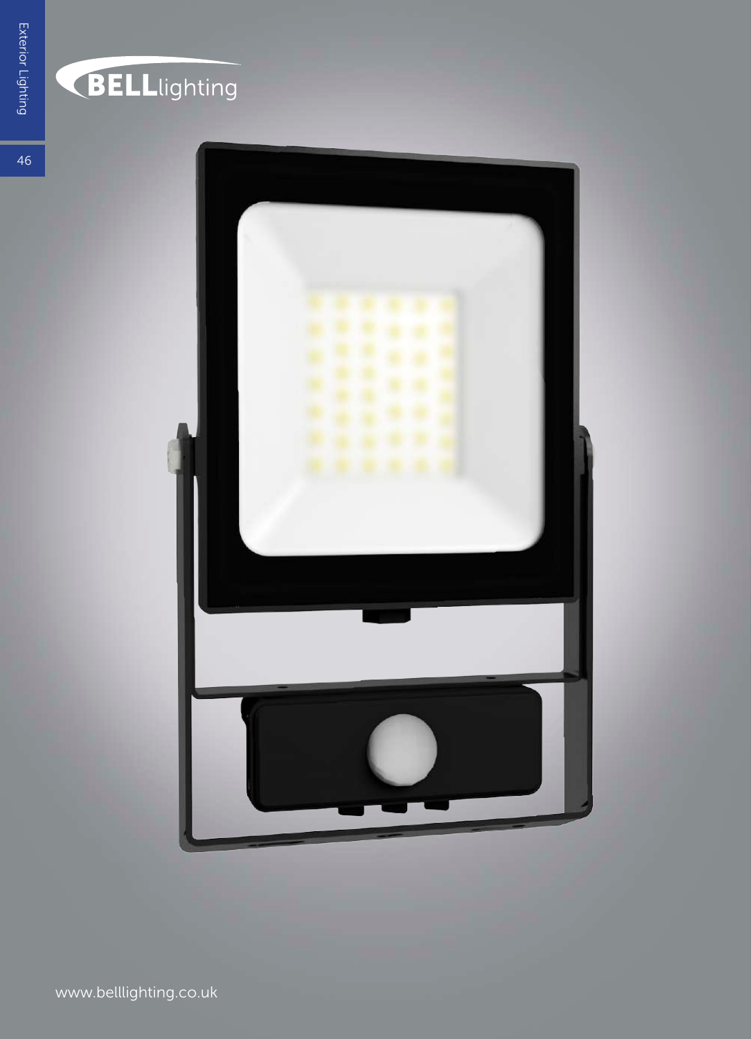BELLlighting

www.belllighting.co.uk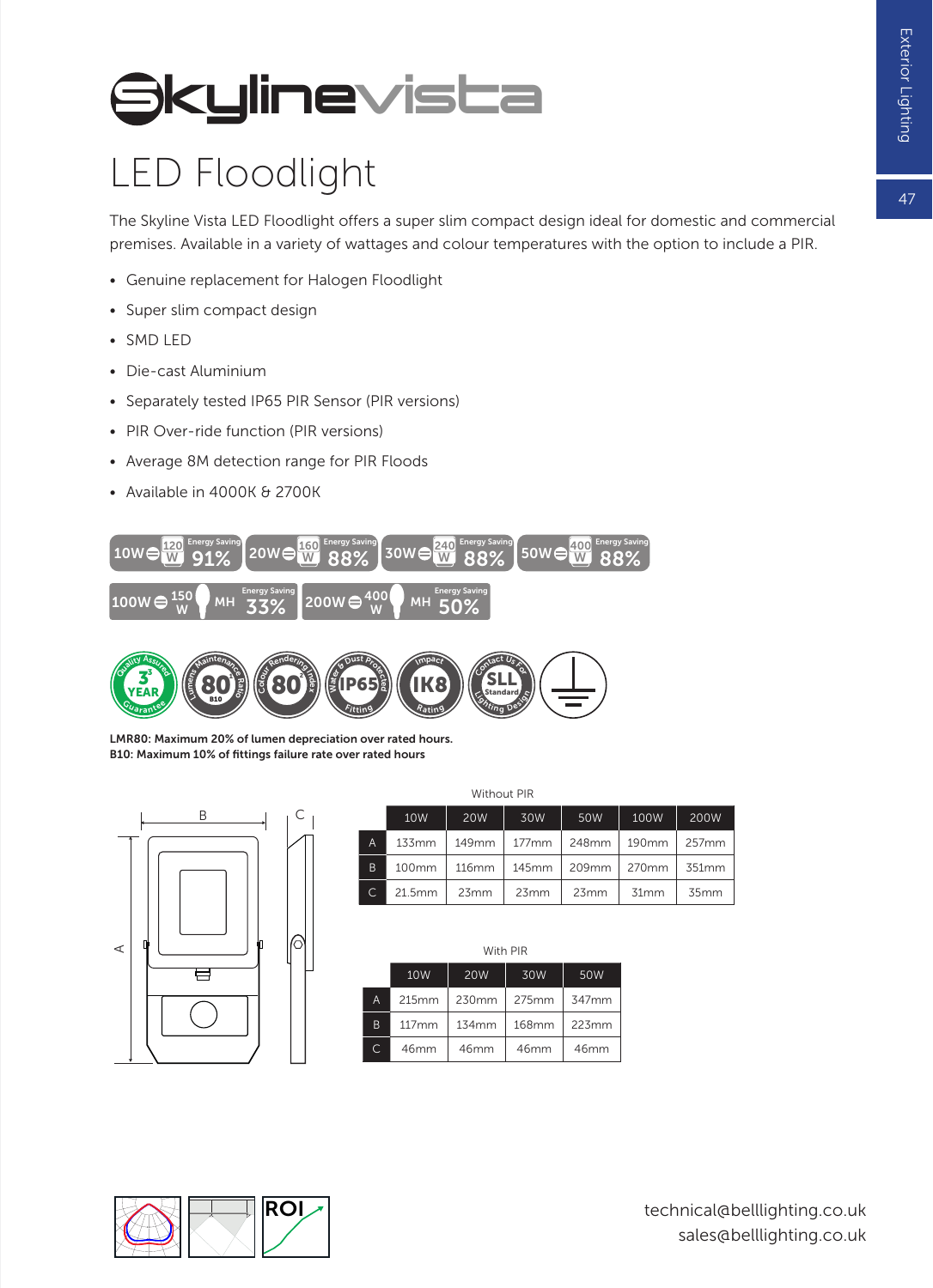# Skylinevista

## LED Floodlight

The Skyline Vista LED Floodlight offers a super slim compact design ideal for domestic and commercial premises. Available in a variety of wattages and colour temperatures with the option to include a PIR.

- Genuine replacement for Halogen Floodlight
- Super slim compact design
- SMD LED
- Die-cast Aluminium
- Separately tested IP65 PIR Sensor (PIR versions)
- PIR Over-ride function (PIR versions)
- Average 8M detection range for PIR Floods
- Available in 4000K & 2700K

10W = 120 W Energy Saving 91%
20W = 160 W Energy Saving 88%
30W = 240 W Energy Saving 88%
50W = 400 W Energy Saving 88%
100W = 150 W MH Energy Saving 33%
200W = 400 W MH Energy Saving 50%

3 Year Quality Assured Guarantee · Lumens Maintenance Ratio 80 B10 · Colour Rendering Index 80 · Water & Dust Protected Fitting IP65 · Impact Rating IK8 · Contact Us For SLL Standard Lighting Design

**LMR80: Maximum 20% of lumen depreciation over rated hours.**
**B10: Maximum 10% of fittings failure rate over rated hours**

Without PIR

| | 10W | 20W | 30W | 50W | 100W | 200W |
|---|---|---|---|---|---|---|
| A | 133mm | 149mm | 177mm | 248mm | 190mm | 257mm |
| B | 100mm | 116mm | 145mm | 209mm | 270mm | 351mm |
| C | 21.5mm | 23mm | 23mm | 23mm | 31mm | 35mm |

With PIR

| | 10W | 20W | 30W | 50W |
|---|---|---|---|---|
| A | 215mm | 230mm | 275mm | 347mm |
| B | 117mm | 134mm | 168mm | 223mm |
| C | 46mm | 46mm | 46mm | 46mm |

ROI

technical@belllighting.co.uk
sales@belllighting.co.uk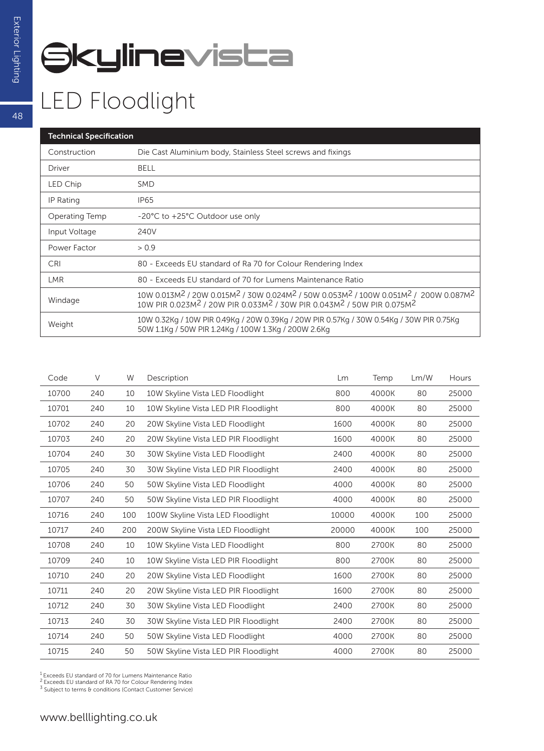# Skylinevista

## LED Floodlight

| Technical Specification | |
|---|---|
| Construction | Die Cast Aluminium body, Stainless Steel screws and fixings |
| Driver | BELL |
| LED Chip | SMD |
| IP Rating | IP65 |
| Operating Temp | -20°C to +25°C Outdoor use only |
| Input Voltage | 240V |
| Power Factor | > 0.9 |
| CRI | 80 - Exceeds EU standard of Ra 70 for Colour Rendering Index |
| LMR | 80 - Exceeds EU standard of 70 for Lumens Maintenance Ratio |
| Windage | 10W 0.013M$^2$ / 20W 0.015M$^2$ / 30W 0.024M$^2$ / 50W 0.053M$^2$ / 100W 0.051M$^2$ / 200W 0.087M$^2$ 10W PIR 0.023M$^2$ / 20W PIR 0.033M$^2$ / 30W PIR 0.043M$^2$ / 50W PIR 0.075M$^2$ |
| Weight | 10W 0.32Kg / 10W PIR 0.49Kg / 20W 0.39Kg / 20W PIR 0.57Kg / 30W 0.54Kg / 30W PIR 0.75Kg 50W 1.1Kg / 50W PIR 1.24Kg / 100W 1.3Kg / 200W 2.6Kg |

| Code | V | W | Description | Lm | Temp | Lm/W | Hours |
|---|---|---|---|---|---|---|---|
| 10700 | 240 | 10 | 10W Skyline Vista LED Floodlight | 800 | 4000K | 80 | 25000 |
| 10701 | 240 | 10 | 10W Skyline Vista LED PIR Floodlight | 800 | 4000K | 80 | 25000 |
| 10702 | 240 | 20 | 20W Skyline Vista LED Floodlight | 1600 | 4000K | 80 | 25000 |
| 10703 | 240 | 20 | 20W Skyline Vista LED PIR Floodlight | 1600 | 4000K | 80 | 25000 |
| 10704 | 240 | 30 | 30W Skyline Vista LED Floodlight | 2400 | 4000K | 80 | 25000 |
| 10705 | 240 | 30 | 30W Skyline Vista LED PIR Floodlight | 2400 | 4000K | 80 | 25000 |
| 10706 | 240 | 50 | 50W Skyline Vista LED Floodlight | 4000 | 4000K | 80 | 25000 |
| 10707 | 240 | 50 | 50W Skyline Vista LED PIR Floodlight | 4000 | 4000K | 80 | 25000 |
| 10716 | 240 | 100 | 100W Skyline Vista LED Floodlight | 10000 | 4000K | 100 | 25000 |
| 10717 | 240 | 200 | 200W Skyline Vista LED Floodlight | 20000 | 4000K | 100 | 25000 |
| 10708 | 240 | 10 | 10W Skyline Vista LED Floodlight | 800 | 2700K | 80 | 25000 |
| 10709 | 240 | 10 | 10W Skyline Vista LED PIR Floodlight | 800 | 2700K | 80 | 25000 |
| 10710 | 240 | 20 | 20W Skyline Vista LED Floodlight | 1600 | 2700K | 80 | 25000 |
| 10711 | 240 | 20 | 20W Skyline Vista LED PIR Floodlight | 1600 | 2700K | 80 | 25000 |
| 10712 | 240 | 30 | 30W Skyline Vista LED Floodlight | 2400 | 2700K | 80 | 25000 |
| 10713 | 240 | 30 | 30W Skyline Vista LED PIR Floodlight | 2400 | 2700K | 80 | 25000 |
| 10714 | 240 | 50 | 50W Skyline Vista LED Floodlight | 4000 | 2700K | 80 | 25000 |
| 10715 | 240 | 50 | 50W Skyline Vista LED PIR Floodlight | 4000 | 2700K | 80 | 25000 |

[1] Exceeds EU standard of 70 for Lumens Maintenance Ratio
[2] Exceeds EU standard of RA 70 for Colour Rendering Index
[3] Subject to terms & conditions (Contact Customer Service)

www.belllighting.co.uk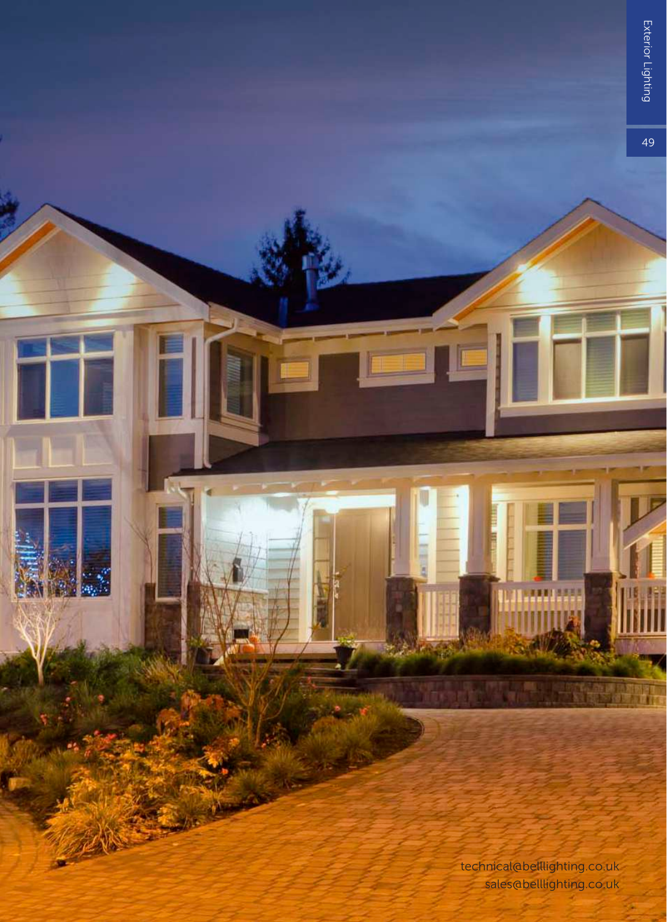technical@belllighting.co.uk
sales@belllighting.co.uk